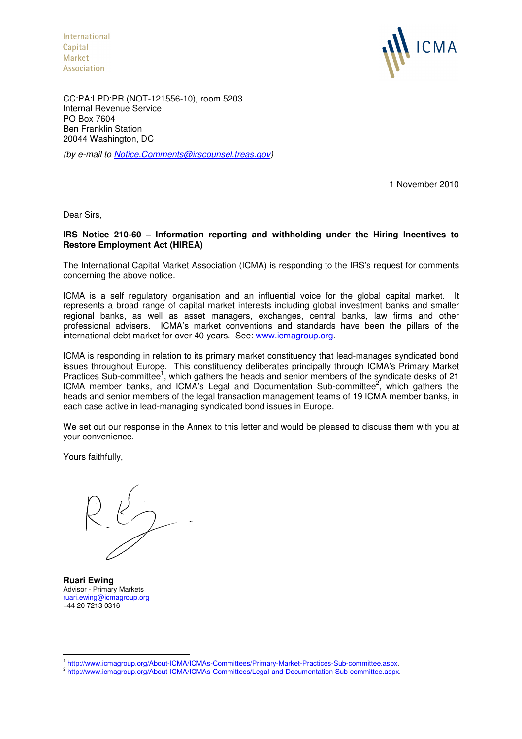International
Capital
Market
Association

ICMA

CC:PA:LPD:PR (NOT-121556-10), room 5203
Internal Revenue Service
PO Box 7604
Ben Franklin Station
20044 Washington, DC

*(by e-mail to Notice.Comments@irscounsel.treas.gov)*

1 November 2010

Dear Sirs,

**IRS Notice 210-60 – Information reporting and withholding under the Hiring Incentives to Restore Employment Act (HIREA)**

The International Capital Market Association (ICMA) is responding to the IRS's request for comments concerning the above notice.

ICMA is a self regulatory organisation and an influential voice for the global capital market. It represents a broad range of capital market interests including global investment banks and smaller regional banks, as well as asset managers, exchanges, central banks, law firms and other professional advisers. ICMA's market conventions and standards have been the pillars of the international debt market for over 40 years. See: www.icmagroup.org.

ICMA is responding in relation to its primary market constituency that lead-manages syndicated bond issues throughout Europe. This constituency deliberates principally through ICMA's Primary Market Practices Sub-committee[1], which gathers the heads and senior members of the syndicate desks of 21 ICMA member banks, and ICMA's Legal and Documentation Sub-committee[2], which gathers the heads and senior members of the legal transaction management teams of 19 ICMA member banks, in each case active in lead-managing syndicated bond issues in Europe.

We set out our response in the Annex to this letter and would be pleased to discuss them with you at your convenience.

Yours faithfully,

**Ruari Ewing**
Advisor - Primary Markets
ruari.ewing@icmagroup.org
+44 20 7213 0316

[1] http://www.icmagroup.org/About-ICMA/ICMAs-Committees/Primary-Market-Practices-Sub-committee.aspx.
[2] http://www.icmagroup.org/About-ICMA/ICMAs-Committees/Legal-and-Documentation-Sub-committee.aspx.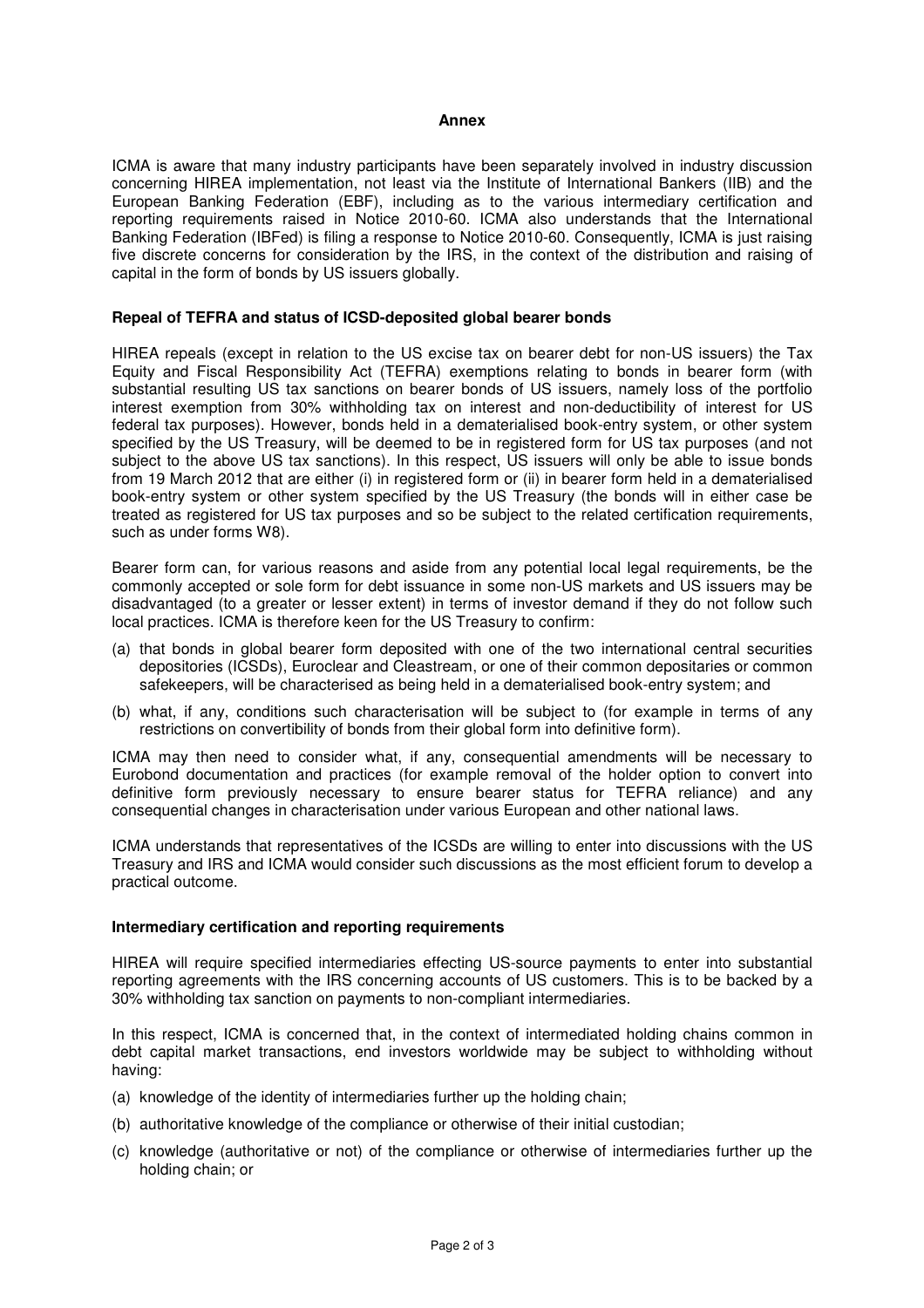## Annex

ICMA is aware that many industry participants have been separately involved in industry discussion concerning HIREA implementation, not least via the Institute of International Bankers (IIB) and the European Banking Federation (EBF), including as to the various intermediary certification and reporting requirements raised in Notice 2010-60. ICMA also understands that the International Banking Federation (IBFed) is filing a response to Notice 2010-60. Consequently, ICMA is just raising five discrete concerns for consideration by the IRS, in the context of the distribution and raising of capital in the form of bonds by US issuers globally.

### Repeal of TEFRA and status of ICSD-deposited global bearer bonds

HIREA repeals (except in relation to the US excise tax on bearer debt for non-US issuers) the Tax Equity and Fiscal Responsibility Act (TEFRA) exemptions relating to bonds in bearer form (with substantial resulting US tax sanctions on bearer bonds of US issuers, namely loss of the portfolio interest exemption from 30% withholding tax on interest and non-deductibility of interest for US federal tax purposes). However, bonds held in a dematerialised book-entry system, or other system specified by the US Treasury, will be deemed to be in registered form for US tax purposes (and not subject to the above US tax sanctions). In this respect, US issuers will only be able to issue bonds from 19 March 2012 that are either (i) in registered form or (ii) in bearer form held in a dematerialised book-entry system or other system specified by the US Treasury (the bonds will in either case be treated as registered for US tax purposes and so be subject to the related certification requirements, such as under forms W8).

Bearer form can, for various reasons and aside from any potential local legal requirements, be the commonly accepted or sole form for debt issuance in some non-US markets and US issuers may be disadvantaged (to a greater or lesser extent) in terms of investor demand if they do not follow such local practices. ICMA is therefore keen for the US Treasury to confirm:

(a) that bonds in global bearer form deposited with one of the two international central securities depositories (ICSDs), Euroclear and Cleastream, or one of their common depositaries or common safekeepers, will be characterised as being held in a dematerialised book-entry system; and

(b) what, if any, conditions such characterisation will be subject to (for example in terms of any restrictions on convertibility of bonds from their global form into definitive form).

ICMA may then need to consider what, if any, consequential amendments will be necessary to Eurobond documentation and practices (for example removal of the holder option to convert into definitive form previously necessary to ensure bearer status for TEFRA reliance) and any consequential changes in characterisation under various European and other national laws.

ICMA understands that representatives of the ICSDs are willing to enter into discussions with the US Treasury and IRS and ICMA would consider such discussions as the most efficient forum to develop a practical outcome.

### Intermediary certification and reporting requirements

HIREA will require specified intermediaries effecting US-source payments to enter into substantial reporting agreements with the IRS concerning accounts of US customers. This is to be backed by a 30% withholding tax sanction on payments to non-compliant intermediaries.

In this respect, ICMA is concerned that, in the context of intermediated holding chains common in debt capital market transactions, end investors worldwide may be subject to withholding without having:

(a) knowledge of the identity of intermediaries further up the holding chain;

(b) authoritative knowledge of the compliance or otherwise of their initial custodian;

(c) knowledge (authoritative or not) of the compliance or otherwise of intermediaries further up the holding chain; or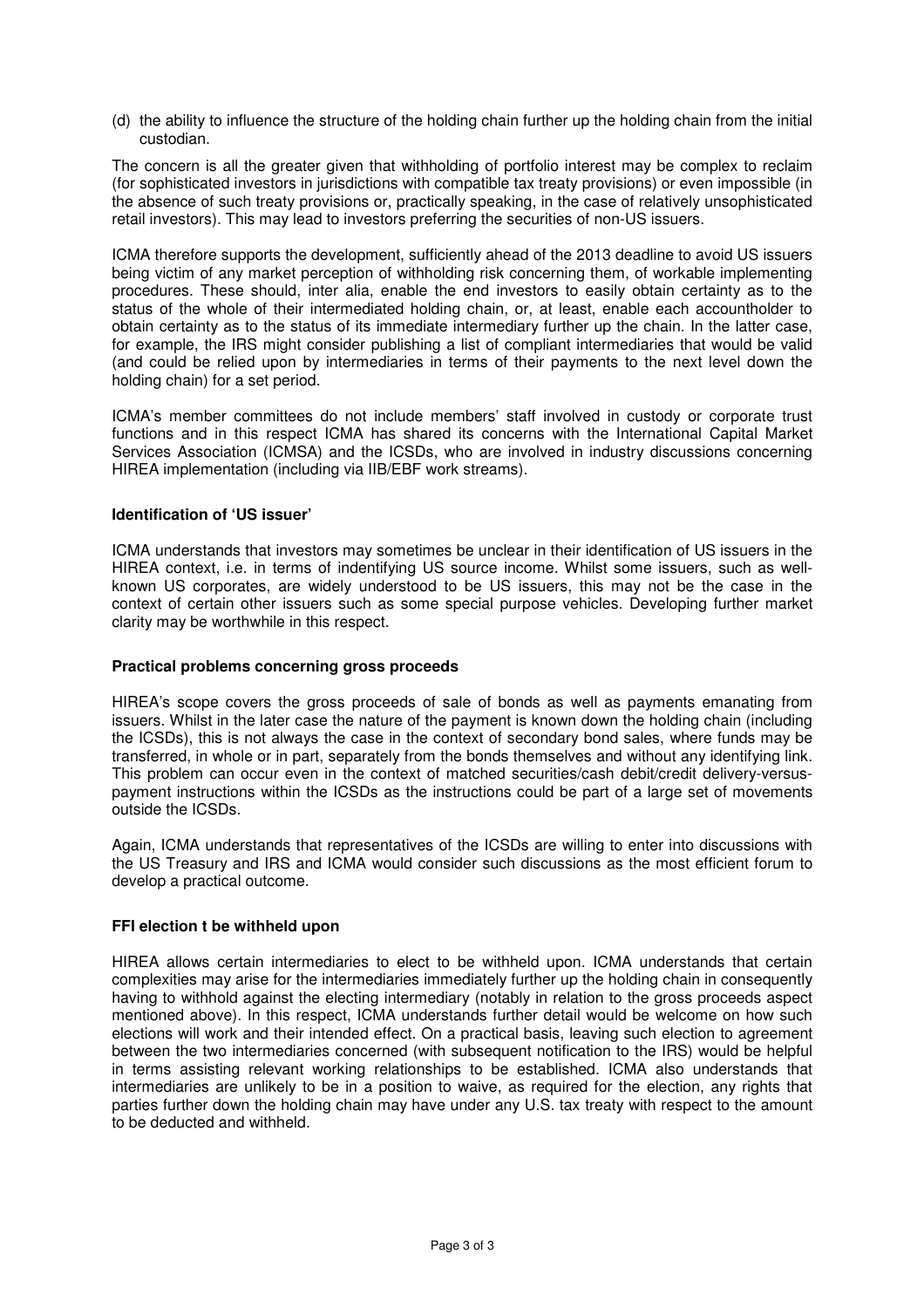(d) the ability to influence the structure of the holding chain further up the holding chain from the initial custodian.

The concern is all the greater given that withholding of portfolio interest may be complex to reclaim (for sophisticated investors in jurisdictions with compatible tax treaty provisions) or even impossible (in the absence of such treaty provisions or, practically speaking, in the case of relatively unsophisticated retail investors). This may lead to investors preferring the securities of non-US issuers.

ICMA therefore supports the development, sufficiently ahead of the 2013 deadline to avoid US issuers being victim of any market perception of withholding risk concerning them, of workable implementing procedures. These should, inter alia, enable the end investors to easily obtain certainty as to the status of the whole of their intermediated holding chain, or, at least, enable each accountholder to obtain certainty as to the status of its immediate intermediary further up the chain. In the latter case, for example, the IRS might consider publishing a list of compliant intermediaries that would be valid (and could be relied upon by intermediaries in terms of their payments to the next level down the holding chain) for a set period.

ICMA's member committees do not include members' staff involved in custody or corporate trust functions and in this respect ICMA has shared its concerns with the International Capital Market Services Association (ICMSA) and the ICSDs, who are involved in industry discussions concerning HIREA implementation (including via IIB/EBF work streams).

**Identification of 'US issuer'**

ICMA understands that investors may sometimes be unclear in their identification of US issuers in the HIREA context, i.e. in terms of indentifying US source income. Whilst some issuers, such as well-known US corporates, are widely understood to be US issuers, this may not be the case in the context of certain other issuers such as some special purpose vehicles. Developing further market clarity may be worthwhile in this respect.

**Practical problems concerning gross proceeds**

HIREA's scope covers the gross proceeds of sale of bonds as well as payments emanating from issuers. Whilst in the later case the nature of the payment is known down the holding chain (including the ICSDs), this is not always the case in the context of secondary bond sales, where funds may be transferred, in whole or in part, separately from the bonds themselves and without any identifying link. This problem can occur even in the context of matched securities/cash debit/credit delivery-versus-payment instructions within the ICSDs as the instructions could be part of a large set of movements outside the ICSDs.

Again, ICMA understands that representatives of the ICSDs are willing to enter into discussions with the US Treasury and IRS and ICMA would consider such discussions as the most efficient forum to develop a practical outcome.

**FFI election t be withheld upon**

HIREA allows certain intermediaries to elect to be withheld upon. ICMA understands that certain complexities may arise for the intermediaries immediately further up the holding chain in consequently having to withhold against the electing intermediary (notably in relation to the gross proceeds aspect mentioned above). In this respect, ICMA understands further detail would be welcome on how such elections will work and their intended effect. On a practical basis, leaving such election to agreement between the two intermediaries concerned (with subsequent notification to the IRS) would be helpful in terms assisting relevant working relationships to be established. ICMA also understands that intermediaries are unlikely to be in a position to waive, as required for the election, any rights that parties further down the holding chain may have under any U.S. tax treaty with respect to the amount to be deducted and withheld.